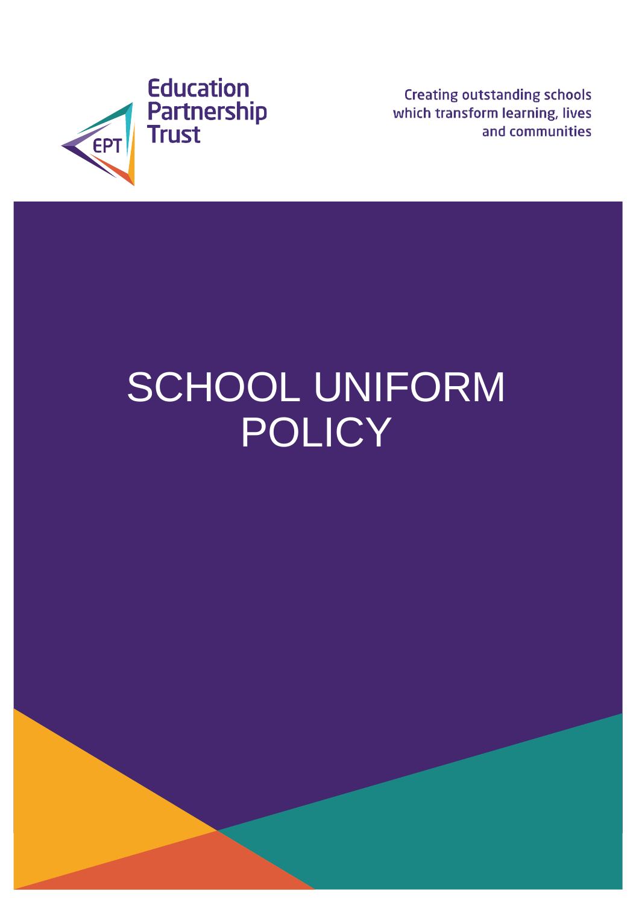Education Partnership Trust

Creating outstanding schools which transform learning, lives and communities

# SCHOOL UNIFORM POLICY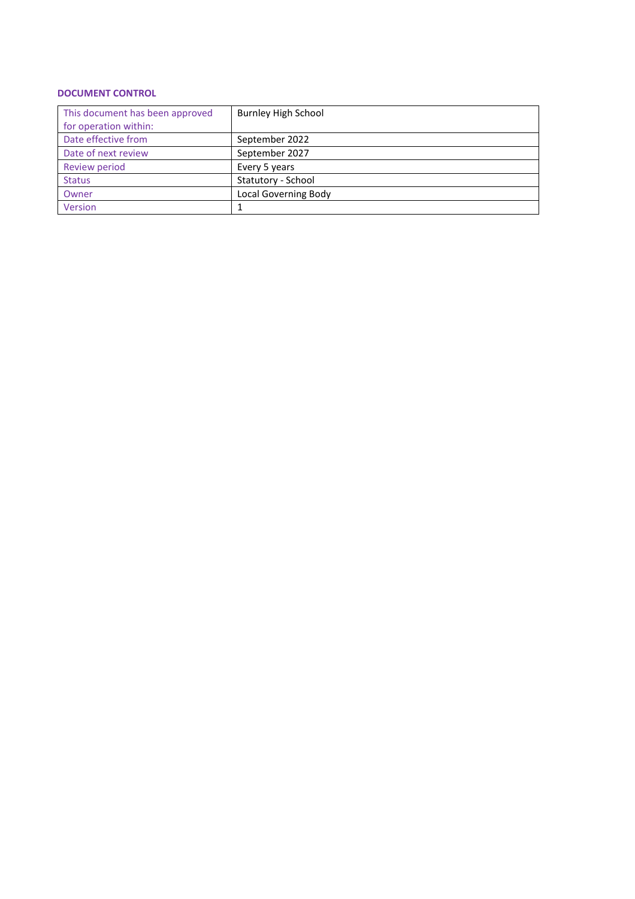**DOCUMENT CONTROL**

| This document has been approved for operation within: | Burnley High School |
|---|---|
| Date effective from | September 2022 |
| Date of next review | September 2027 |
| Review period | Every 5 years |
| Status | Statutory - School |
| Owner | Local Governing Body |
| Version | 1 |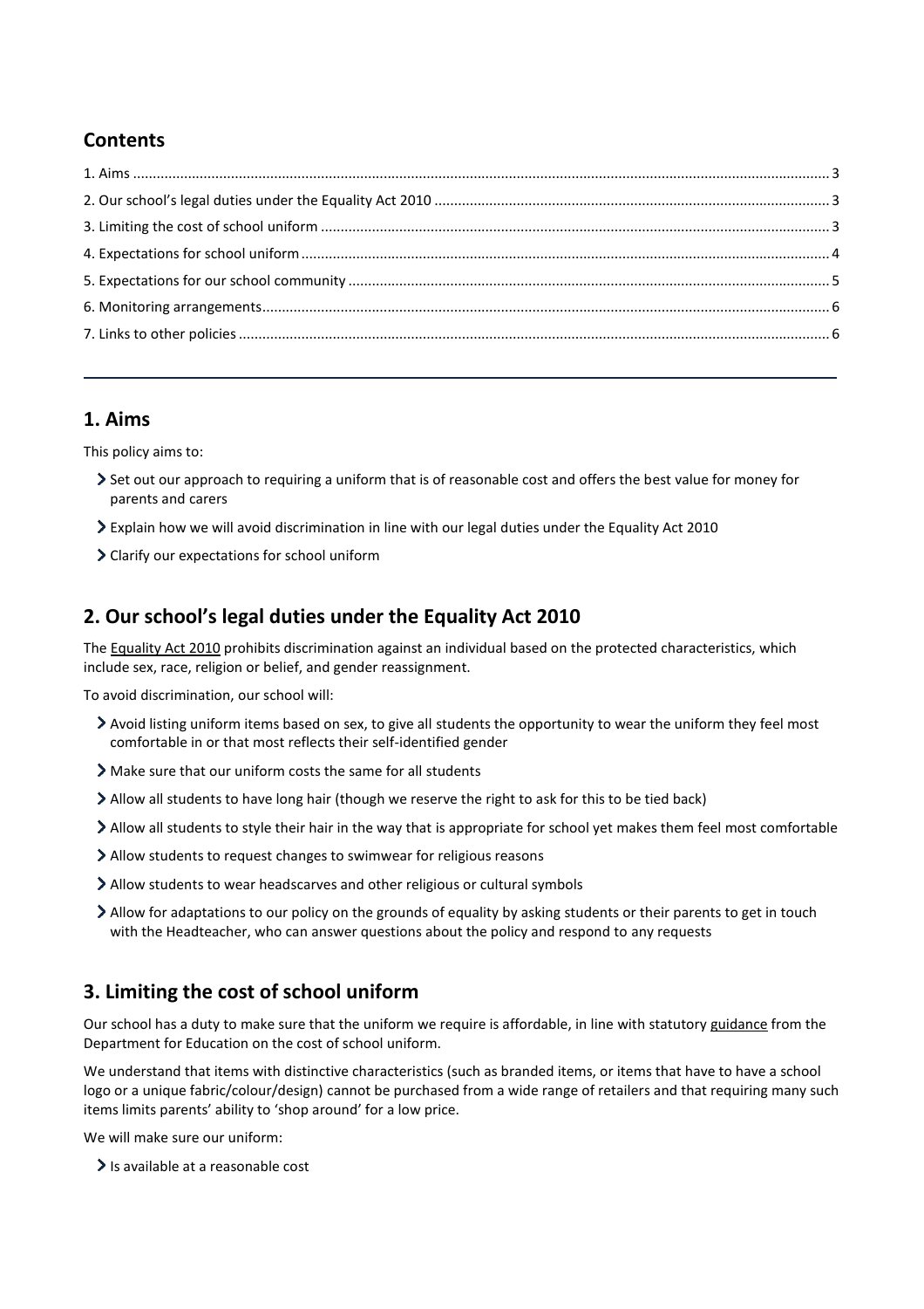## Contents

1. Aims ... 3
2. Our school's legal duties under the Equality Act 2010 ... 3
3. Limiting the cost of school uniform ... 3
4. Expectations for school uniform ... 4
5. Expectations for our school community ... 5
6. Monitoring arrangements ... 6
7. Links to other policies ... 6

---

## 1. Aims

This policy aims to:

- Set out our approach to requiring a uniform that is of reasonable cost and offers the best value for money for parents and carers
- Explain how we will avoid discrimination in line with our legal duties under the Equality Act 2010
- Clarify our expectations for school uniform

## 2. Our school's legal duties under the Equality Act 2010

The Equality Act 2010 prohibits discrimination against an individual based on the protected characteristics, which include sex, race, religion or belief, and gender reassignment.

To avoid discrimination, our school will:

- Avoid listing uniform items based on sex, to give all students the opportunity to wear the uniform they feel most comfortable in or that most reflects their self-identified gender
- Make sure that our uniform costs the same for all students
- Allow all students to have long hair (though we reserve the right to ask for this to be tied back)
- Allow all students to style their hair in the way that is appropriate for school yet makes them feel most comfortable
- Allow students to request changes to swimwear for religious reasons
- Allow students to wear headscarves and other religious or cultural symbols
- Allow for adaptations to our policy on the grounds of equality by asking students or their parents to get in touch with the Headteacher, who can answer questions about the policy and respond to any requests

## 3. Limiting the cost of school uniform

Our school has a duty to make sure that the uniform we require is affordable, in line with statutory guidance from the Department for Education on the cost of school uniform.

We understand that items with distinctive characteristics (such as branded items, or items that have to have a school logo or a unique fabric/colour/design) cannot be purchased from a wide range of retailers and that requiring many such items limits parents' ability to 'shop around' for a low price.

We will make sure our uniform:

- Is available at a reasonable cost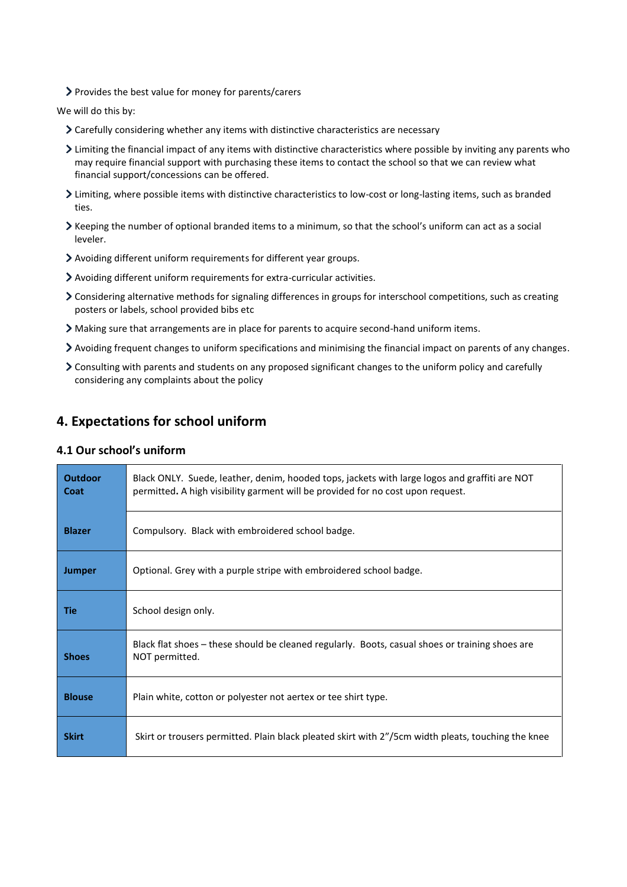- Provides the best value for money for parents/carers

We will do this by:

- Carefully considering whether any items with distinctive characteristics are necessary
- Limiting the financial impact of any items with distinctive characteristics where possible by inviting any parents who may require financial support with purchasing these items to contact the school so that we can review what financial support/concessions can be offered.
- Limiting, where possible items with distinctive characteristics to low-cost or long-lasting items, such as branded ties.
- Keeping the number of optional branded items to a minimum, so that the school's uniform can act as a social leveler.
- Avoiding different uniform requirements for different year groups.
- Avoiding different uniform requirements for extra-curricular activities.
- Considering alternative methods for signaling differences in groups for interschool competitions, such as creating posters or labels, school provided bibs etc
- Making sure that arrangements are in place for parents to acquire second-hand uniform items.
- Avoiding frequent changes to uniform specifications and minimising the financial impact on parents of any changes.
- Consulting with parents and students on any proposed significant changes to the uniform policy and carefully considering any complaints about the policy

## 4. Expectations for school uniform

### 4.1 Our school's uniform

| | |
|---|---|
| **Outdoor Coat** | Black ONLY. Suede, leather, denim, hooded tops, jackets with large logos and graffiti are NOT permitted**.** A high visibility garment will be provided for no cost upon request. |
| **Blazer** | Compulsory. Black with embroidered school badge. |
| **Jumper** | Optional. Grey with a purple stripe with embroidered school badge. |
| **Tie** | School design only. |
| **Shoes** | Black flat shoes – these should be cleaned regularly. Boots, casual shoes or training shoes are NOT permitted. |
| **Blouse** | Plain white, cotton or polyester not aertex or tee shirt type. |
| **Skirt** | Skirt or trousers permitted. Plain black pleated skirt with 2"/5cm width pleats, touching the knee |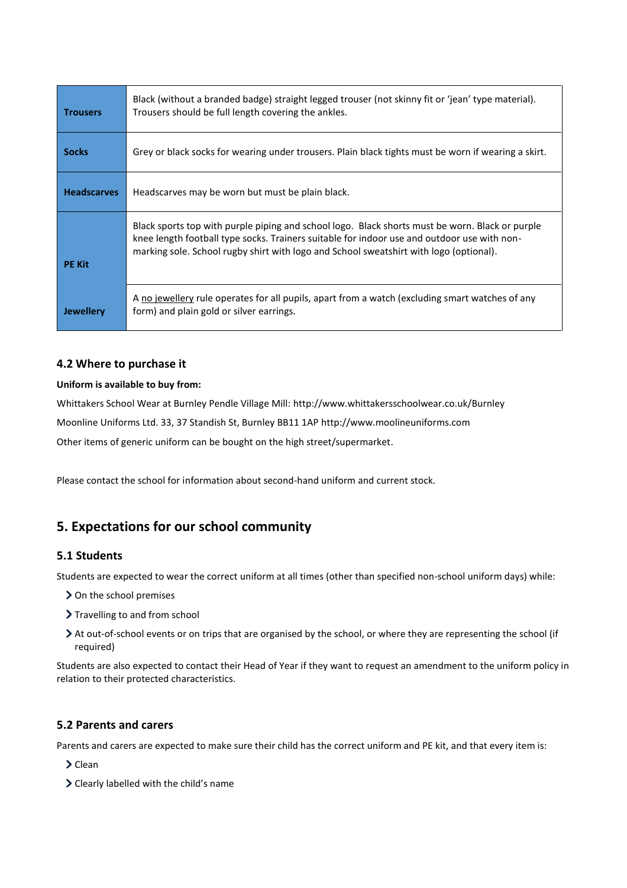| | |
|---|---|
| **Trousers** | Black (without a branded badge) straight legged trouser (not skinny fit or 'jean' type material). Trousers should be full length covering the ankles. |
| **Socks** | Grey or black socks for wearing under trousers. Plain black tights must be worn if wearing a skirt. |
| **Headscarves** | Headscarves may be worn but must be plain black. |
| **PE Kit** | Black sports top with purple piping and school logo. Black shorts must be worn. Black or purple knee length football type socks. Trainers suitable for indoor use and outdoor use with non-marking sole. School rugby shirt with logo and School sweatshirt with logo (optional). |
| **Jewellery** | A no jewellery rule operates for all pupils, apart from a watch (excluding smart watches of any form) and plain gold or silver earrings. |

### 4.2 Where to purchase it

**Uniform is available to buy from:**

Whittakers School Wear at Burnley Pendle Village Mill: http://www.whittakersschoolwear.co.uk/Burnley

Moonline Uniforms Ltd. 33, 37 Standish St, Burnley BB11 1AP http://www.moolineuniforms.com

Other items of generic uniform can be bought on the high street/supermarket.

Please contact the school for information about second-hand uniform and current stock.

## 5. Expectations for our school community

### 5.1 Students

Students are expected to wear the correct uniform at all times (other than specified non-school uniform days) while:

- On the school premises
- Travelling to and from school
- At out-of-school events or on trips that are organised by the school, or where they are representing the school (if required)

Students are also expected to contact their Head of Year if they want to request an amendment to the uniform policy in relation to their protected characteristics.

### 5.2 Parents and carers

Parents and carers are expected to make sure their child has the correct uniform and PE kit, and that every item is:

- Clean
- Clearly labelled with the child's name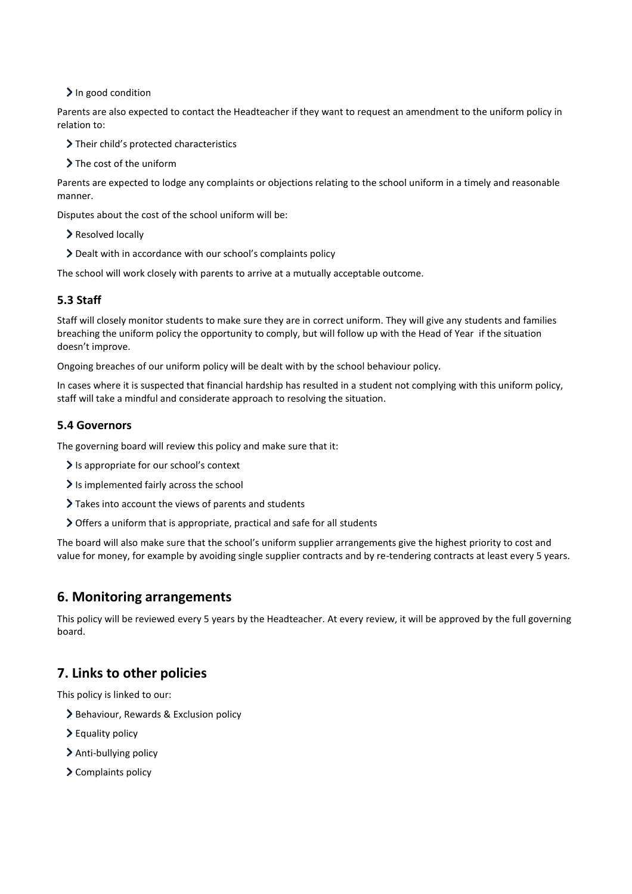- In good condition

Parents are also expected to contact the Headteacher if they want to request an amendment to the uniform policy in relation to:

- Their child's protected characteristics
- The cost of the uniform

Parents are expected to lodge any complaints or objections relating to the school uniform in a timely and reasonable manner.

Disputes about the cost of the school uniform will be:

- Resolved locally
- Dealt with in accordance with our school's complaints policy

The school will work closely with parents to arrive at a mutually acceptable outcome.

### 5.3 Staff

Staff will closely monitor students to make sure they are in correct uniform. They will give any students and families breaching the uniform policy the opportunity to comply, but will follow up with the Head of Year if the situation doesn't improve.

Ongoing breaches of our uniform policy will be dealt with by the school behaviour policy.

In cases where it is suspected that financial hardship has resulted in a student not complying with this uniform policy, staff will take a mindful and considerate approach to resolving the situation.

### 5.4 Governors

The governing board will review this policy and make sure that it:

- Is appropriate for our school's context
- Is implemented fairly across the school
- Takes into account the views of parents and students
- Offers a uniform that is appropriate, practical and safe for all students

The board will also make sure that the school's uniform supplier arrangements give the highest priority to cost and value for money, for example by avoiding single supplier contracts and by re-tendering contracts at least every 5 years.

## 6. Monitoring arrangements

This policy will be reviewed every 5 years by the Headteacher. At every review, it will be approved by the full governing board.

## 7. Links to other policies

This policy is linked to our:

- Behaviour, Rewards & Exclusion policy
- Equality policy
- Anti-bullying policy
- Complaints policy